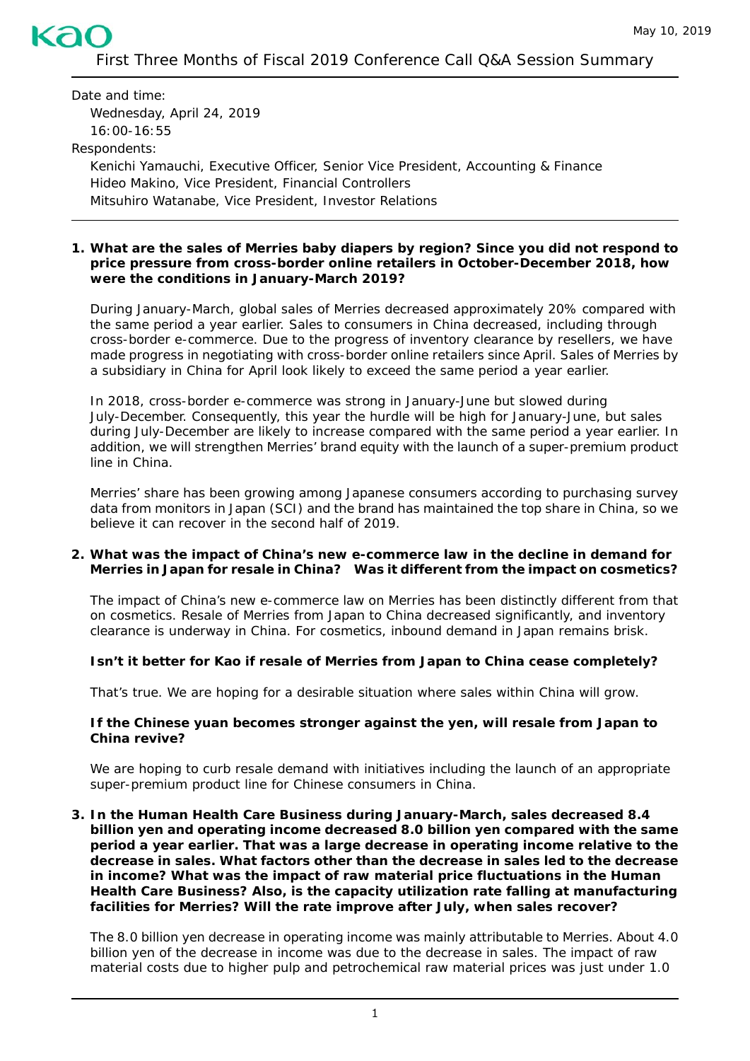May 10, 2019

# First Three Months of Fiscal 2019 Conference Call Q&A Session Summary

Date and time:
Wednesday, April 24, 2019
16:00-16:55

Respondents:
Kenichi Yamauchi, Executive Officer, Senior Vice President, Accounting & Finance
Hideo Makino, Vice President, Financial Controllers
Mitsuhiro Watanabe, Vice President, Investor Relations

---

**1. What are the sales of Merries baby diapers by region? Since you did not respond to price pressure from cross-border online retailers in October-December 2018, how were the conditions in January-March 2019?**

During January-March, global sales of Merries decreased approximately 20% compared with the same period a year earlier. Sales to consumers in China decreased, including through cross-border e-commerce. Due to the progress of inventory clearance by resellers, we have made progress in negotiating with cross-border online retailers since April. Sales of Merries by a subsidiary in China for April look likely to exceed the same period a year earlier.

In 2018, cross-border e-commerce was strong in January-June but slowed during July-December. Consequently, this year the hurdle will be high for January-June, but sales during July-December are likely to increase compared with the same period a year earlier. In addition, we will strengthen Merries' brand equity with the launch of a super-premium product line in China.

Merries' share has been growing among Japanese consumers according to purchasing survey data from monitors in Japan (SCI) and the brand has maintained the top share in China, so we believe it can recover in the second half of 2019.

**2. What was the impact of China's new e-commerce law in the decline in demand for Merries in Japan for resale in China? Was it different from the impact on cosmetics?**

The impact of China's new e-commerce law on Merries has been distinctly different from that on cosmetics. Resale of Merries from Japan to China decreased significantly, and inventory clearance is underway in China. For cosmetics, inbound demand in Japan remains brisk.

**Isn't it better for Kao if resale of Merries from Japan to China cease completely?**

That's true. We are hoping for a desirable situation where sales within China will grow.

**If the Chinese yuan becomes stronger against the yen, will resale from Japan to China revive?**

We are hoping to curb resale demand with initiatives including the launch of an appropriate super-premium product line for Chinese consumers in China.

**3. In the Human Health Care Business during January-March, sales decreased 8.4 billion yen and operating income decreased 8.0 billion yen compared with the same period a year earlier. That was a large decrease in operating income relative to the decrease in sales. What factors other than the decrease in sales led to the decrease in income? What was the impact of raw material price fluctuations in the Human Health Care Business? Also, is the capacity utilization rate falling at manufacturing facilities for Merries? Will the rate improve after July, when sales recover?**

The 8.0 billion yen decrease in operating income was mainly attributable to Merries. About 4.0 billion yen of the decrease in income was due to the decrease in sales. The impact of raw material costs due to higher pulp and petrochemical raw material prices was just under 1.0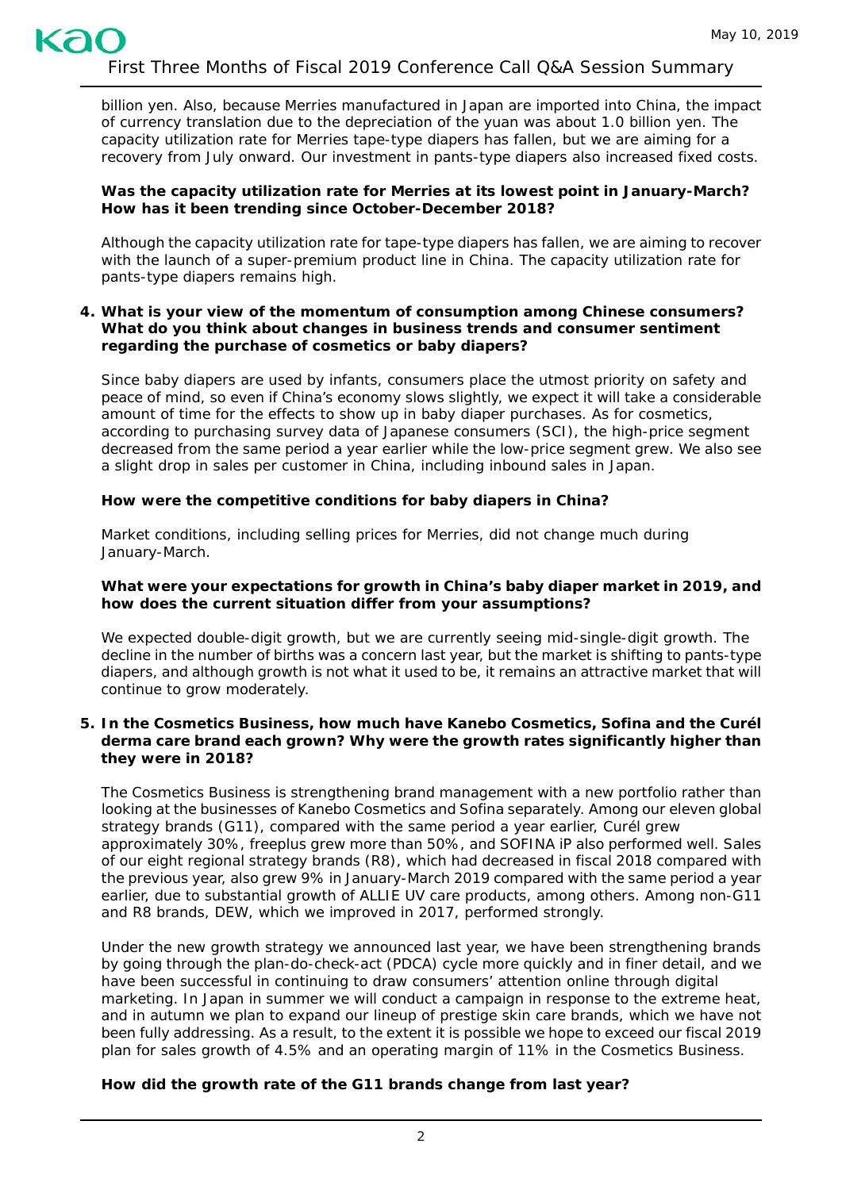billion yen. Also, because Merries manufactured in Japan are imported into China, the impact of currency translation due to the depreciation of the yuan was about 1.0 billion yen. The capacity utilization rate for Merries tape-type diapers has fallen, but we are aiming for a recovery from July onward. Our investment in pants-type diapers also increased fixed costs.

**Was the capacity utilization rate for Merries at its lowest point in January-March? How has it been trending since October-December 2018?**

Although the capacity utilization rate for tape-type diapers has fallen, we are aiming to recover with the launch of a super-premium product line in China. The capacity utilization rate for pants-type diapers remains high.

**4. What is your view of the momentum of consumption among Chinese consumers? What do you think about changes in business trends and consumer sentiment regarding the purchase of cosmetics or baby diapers?**

Since baby diapers are used by infants, consumers place the utmost priority on safety and peace of mind, so even if China's economy slows slightly, we expect it will take a considerable amount of time for the effects to show up in baby diaper purchases. As for cosmetics, according to purchasing survey data of Japanese consumers (SCI), the high-price segment decreased from the same period a year earlier while the low-price segment grew. We also see a slight drop in sales per customer in China, including inbound sales in Japan.

**How were the competitive conditions for baby diapers in China?**

Market conditions, including selling prices for Merries, did not change much during January-March.

**What were your expectations for growth in China's baby diaper market in 2019, and how does the current situation differ from your assumptions?**

We expected double-digit growth, but we are currently seeing mid-single-digit growth. The decline in the number of births was a concern last year, but the market is shifting to pants-type diapers, and although growth is not what it used to be, it remains an attractive market that will continue to grow moderately.

**5. In the Cosmetics Business, how much have Kanebo Cosmetics, Sofina and the Curél derma care brand each grown? Why were the growth rates significantly higher than they were in 2018?**

The Cosmetics Business is strengthening brand management with a new portfolio rather than looking at the businesses of Kanebo Cosmetics and Sofina separately. Among our eleven global strategy brands (G11), compared with the same period a year earlier, Curél grew approximately 30%, freeplus grew more than 50%, and SOFINA iP also performed well. Sales of our eight regional strategy brands (R8), which had decreased in fiscal 2018 compared with the previous year, also grew 9% in January-March 2019 compared with the same period a year earlier, due to substantial growth of ALLIE UV care products, among others. Among non-G11 and R8 brands, DEW, which we improved in 2017, performed strongly.

Under the new growth strategy we announced last year, we have been strengthening brands by going through the plan-do-check-act (PDCA) cycle more quickly and in finer detail, and we have been successful in continuing to draw consumers' attention online through digital marketing. In Japan in summer we will conduct a campaign in response to the extreme heat, and in autumn we plan to expand our lineup of prestige skin care brands, which we have not been fully addressing. As a result, to the extent it is possible we hope to exceed our fiscal 2019 plan for sales growth of 4.5% and an operating margin of 11% in the Cosmetics Business.

**How did the growth rate of the G11 brands change from last year?**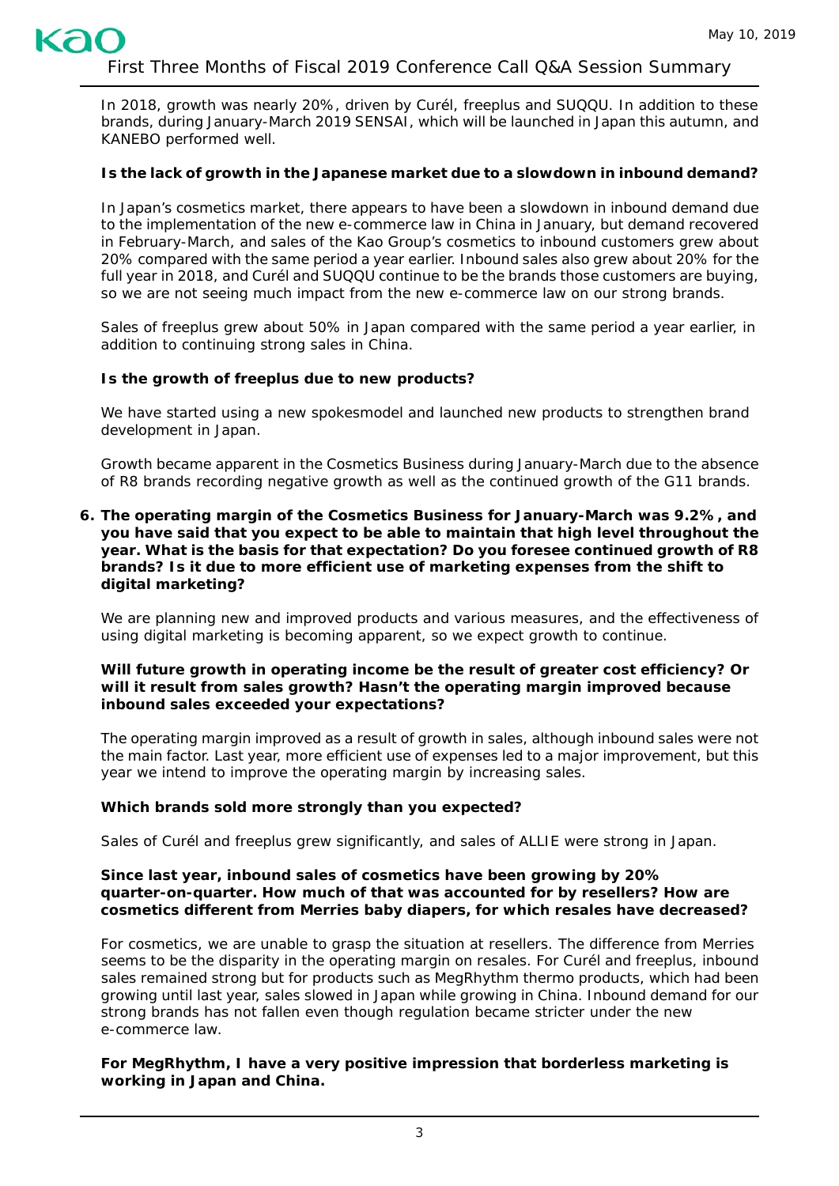In 2018, growth was nearly 20%, driven by Curél, freeplus and SUQQU. In addition to these brands, during January-March 2019 SENSAI, which will be launched in Japan this autumn, and KANEBO performed well.

**Is the lack of growth in the Japanese market due to a slowdown in inbound demand?**

In Japan's cosmetics market, there appears to have been a slowdown in inbound demand due to the implementation of the new e-commerce law in China in January, but demand recovered in February-March, and sales of the Kao Group's cosmetics to inbound customers grew about 20% compared with the same period a year earlier. Inbound sales also grew about 20% for the full year in 2018, and Curél and SUQQU continue to be the brands those customers are buying, so we are not seeing much impact from the new e-commerce law on our strong brands.

Sales of freeplus grew about 50% in Japan compared with the same period a year earlier, in addition to continuing strong sales in China.

**Is the growth of freeplus due to new products?**

We have started using a new spokesmodel and launched new products to strengthen brand development in Japan.

Growth became apparent in the Cosmetics Business during January-March due to the absence of R8 brands recording negative growth as well as the continued growth of the G11 brands.

6. **The operating margin of the Cosmetics Business for January-March was 9.2%, and you have said that you expect to be able to maintain that high level throughout the year. What is the basis for that expectation? Do you foresee continued growth of R8 brands? Is it due to more efficient use of marketing expenses from the shift to digital marketing?**

We are planning new and improved products and various measures, and the effectiveness of using digital marketing is becoming apparent, so we expect growth to continue.

**Will future growth in operating income be the result of greater cost efficiency? Or will it result from sales growth? Hasn't the operating margin improved because inbound sales exceeded your expectations?**

The operating margin improved as a result of growth in sales, although inbound sales were not the main factor. Last year, more efficient use of expenses led to a major improvement, but this year we intend to improve the operating margin by increasing sales.

**Which brands sold more strongly than you expected?**

Sales of Curél and freeplus grew significantly, and sales of ALLIE were strong in Japan.

**Since last year, inbound sales of cosmetics have been growing by 20% quarter-on-quarter. How much of that was accounted for by resellers? How are cosmetics different from Merries baby diapers, for which resales have decreased?**

For cosmetics, we are unable to grasp the situation at resellers. The difference from Merries seems to be the disparity in the operating margin on resales. For Curél and freeplus, inbound sales remained strong but for products such as MegRhythm thermo products, which had been growing until last year, sales slowed in Japan while growing in China. Inbound demand for our strong brands has not fallen even though regulation became stricter under the new e-commerce law.

**For MegRhythm, I have a very positive impression that borderless marketing is working in Japan and China.**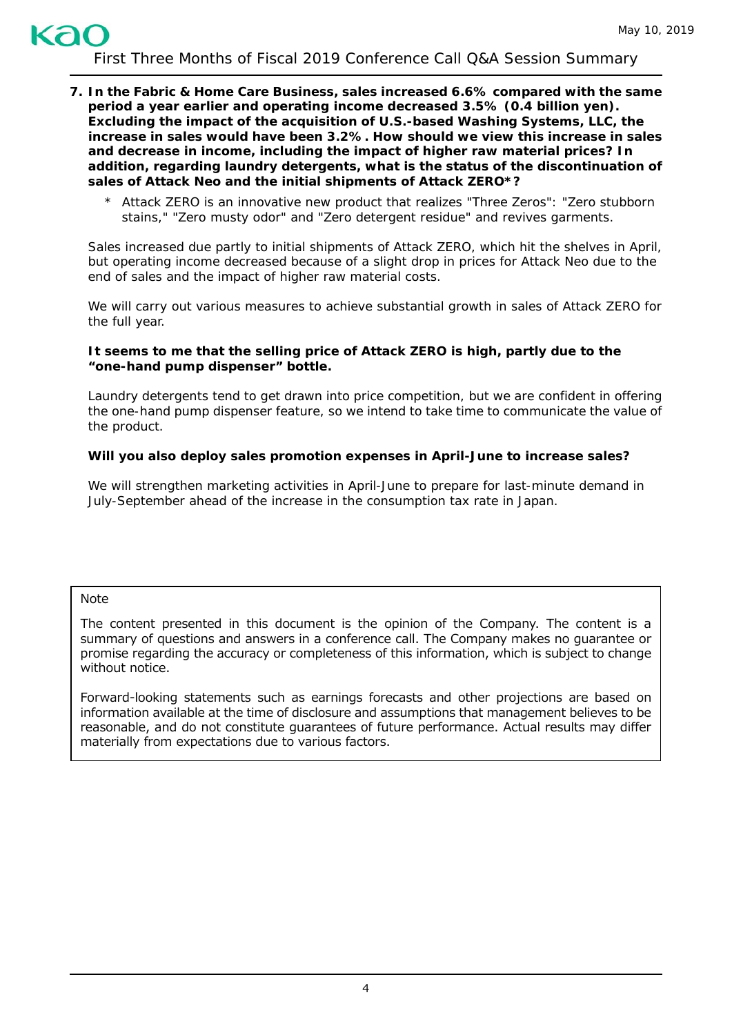**7. In the Fabric & Home Care Business, sales increased 6.6% compared with the same period a year earlier and operating income decreased 3.5% (0.4 billion yen). Excluding the impact of the acquisition of U.S.-based Washing Systems, LLC, the increase in sales would have been 3.2%. How should we view this increase in sales and decrease in income, including the impact of higher raw material prices? In addition, regarding laundry detergents, what is the status of the discontinuation of sales of Attack Neo and the initial shipments of Attack ZERO*?**

\* Attack ZERO is an innovative new product that realizes "Three Zeros": "Zero stubborn stains," "Zero musty odor" and "Zero detergent residue" and revives garments.

Sales increased due partly to initial shipments of Attack ZERO, which hit the shelves in April, but operating income decreased because of a slight drop in prices for Attack Neo due to the end of sales and the impact of higher raw material costs.

We will carry out various measures to achieve substantial growth in sales of Attack ZERO for the full year.

**It seems to me that the selling price of Attack ZERO is high, partly due to the "one-hand pump dispenser" bottle.**

Laundry detergents tend to get drawn into price competition, but we are confident in offering the one-hand pump dispenser feature, so we intend to take time to communicate the value of the product.

**Will you also deploy sales promotion expenses in April-June to increase sales?**

We will strengthen marketing activities in April-June to prepare for last-minute demand in July-September ahead of the increase in the consumption tax rate in Japan.

Note

The content presented in this document is the opinion of the Company. The content is a summary of questions and answers in a conference call. The Company makes no guarantee or promise regarding the accuracy or completeness of this information, which is subject to change without notice.

Forward-looking statements such as earnings forecasts and other projections are based on information available at the time of disclosure and assumptions that management believes to be reasonable, and do not constitute guarantees of future performance. Actual results may differ materially from expectations due to various factors.